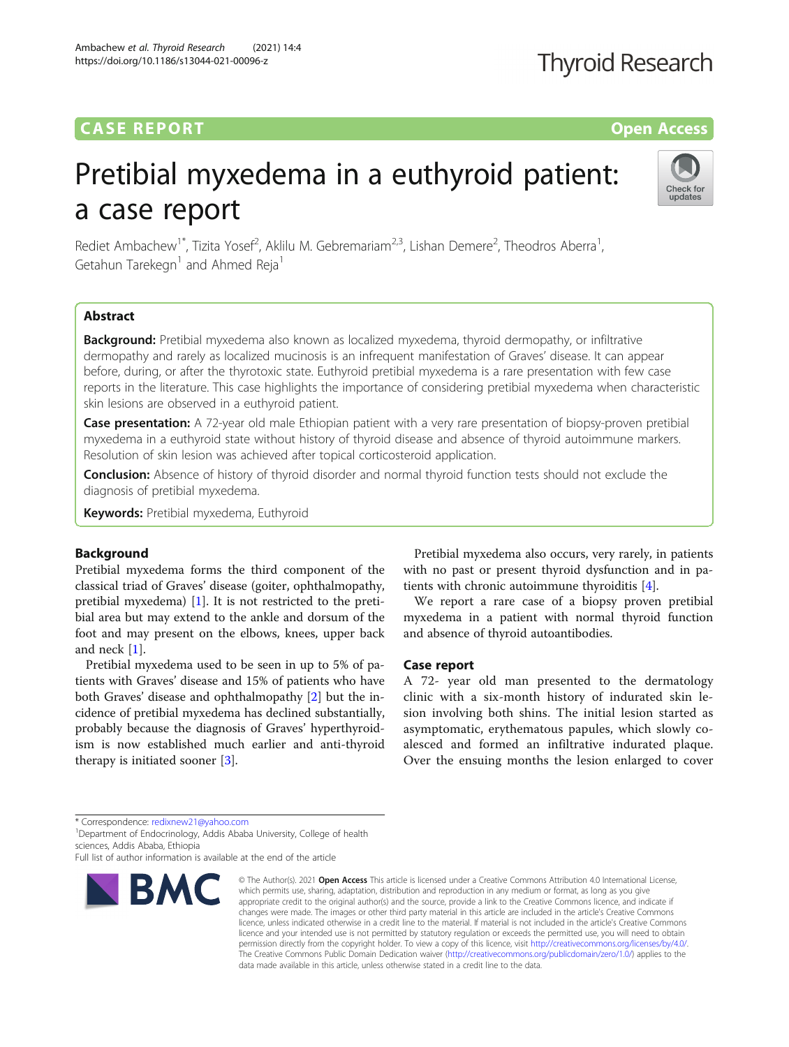CASE REPORT

Open Access

# Pretibial myxedema in a euthyroid patient: a case report

Rediet Ambachew[1*], Tizita Yosef[2], Aklilu M. Gebremariam[2,3], Lishan Demere[2], Theodros Aberra[1], Getahun Tarekegn[1] and Ahmed Reja[1]

## Abstract

**Background:** Pretibial myxedema also known as localized myxedema, thyroid dermopathy, or infiltrative dermopathy and rarely as localized mucinosis is an infrequent manifestation of Graves' disease. It can appear before, during, or after the thyrotoxic state. Euthyroid pretibial myxedema is a rare presentation with few case reports in the literature. This case highlights the importance of considering pretibial myxedema when characteristic skin lesions are observed in a euthyroid patient.

**Case presentation:** A 72-year old male Ethiopian patient with a very rare presentation of biopsy-proven pretibial myxedema in a euthyroid state without history of thyroid disease and absence of thyroid autoimmune markers. Resolution of skin lesion was achieved after topical corticosteroid application.

**Conclusion:** Absence of history of thyroid disorder and normal thyroid function tests should not exclude the diagnosis of pretibial myxedema.

**Keywords:** Pretibial myxedema, Euthyroid

## Background

Pretibial myxedema forms the third component of the classical triad of Graves' disease (goiter, ophthalmopathy, pretibial myxedema) [1]. It is not restricted to the pretibial area but may extend to the ankle and dorsum of the foot and may present on the elbows, knees, upper back and neck [1].

Pretibial myxedema used to be seen in up to 5% of patients with Graves' disease and 15% of patients who have both Graves' disease and ophthalmopathy [2] but the incidence of pretibial myxedema has declined substantially, probably because the diagnosis of Graves' hyperthyroidism is now established much earlier and anti-thyroid therapy is initiated sooner [3].

Pretibial myxedema also occurs, very rarely, in patients with no past or present thyroid dysfunction and in patients with chronic autoimmune thyroiditis [4].

We report a rare case of a biopsy proven pretibial myxedema in a patient with normal thyroid function and absence of thyroid autoantibodies.

## Case report

A 72- year old man presented to the dermatology clinic with a six-month history of indurated skin lesion involving both shins. The initial lesion started as asymptomatic, erythematous papules, which slowly coalesced and formed an infiltrative indurated plaque. Over the ensuing months the lesion enlarged to cover

\* Correspondence: redixnew21@yahoo.com
[1]Department of Endocrinology, Addis Ababa University, College of health sciences, Addis Ababa, Ethiopia
Full list of author information is available at the end of the article

© The Author(s). 2021 **Open Access** This article is licensed under a Creative Commons Attribution 4.0 International License, which permits use, sharing, adaptation, distribution and reproduction in any medium or format, as long as you give appropriate credit to the original author(s) and the source, provide a link to the Creative Commons licence, and indicate if changes were made. The images or other third party material in this article are included in the article's Creative Commons licence, unless indicated otherwise in a credit line to the material. If material is not included in the article's Creative Commons licence and your intended use is not permitted by statutory regulation or exceeds the permitted use, you will need to obtain permission directly from the copyright holder. To view a copy of this licence, visit http://creativecommons.org/licenses/by/4.0/. The Creative Commons Public Domain Dedication waiver (http://creativecommons.org/publicdomain/zero/1.0/) applies to the data made available in this article, unless otherwise stated in a credit line to the data.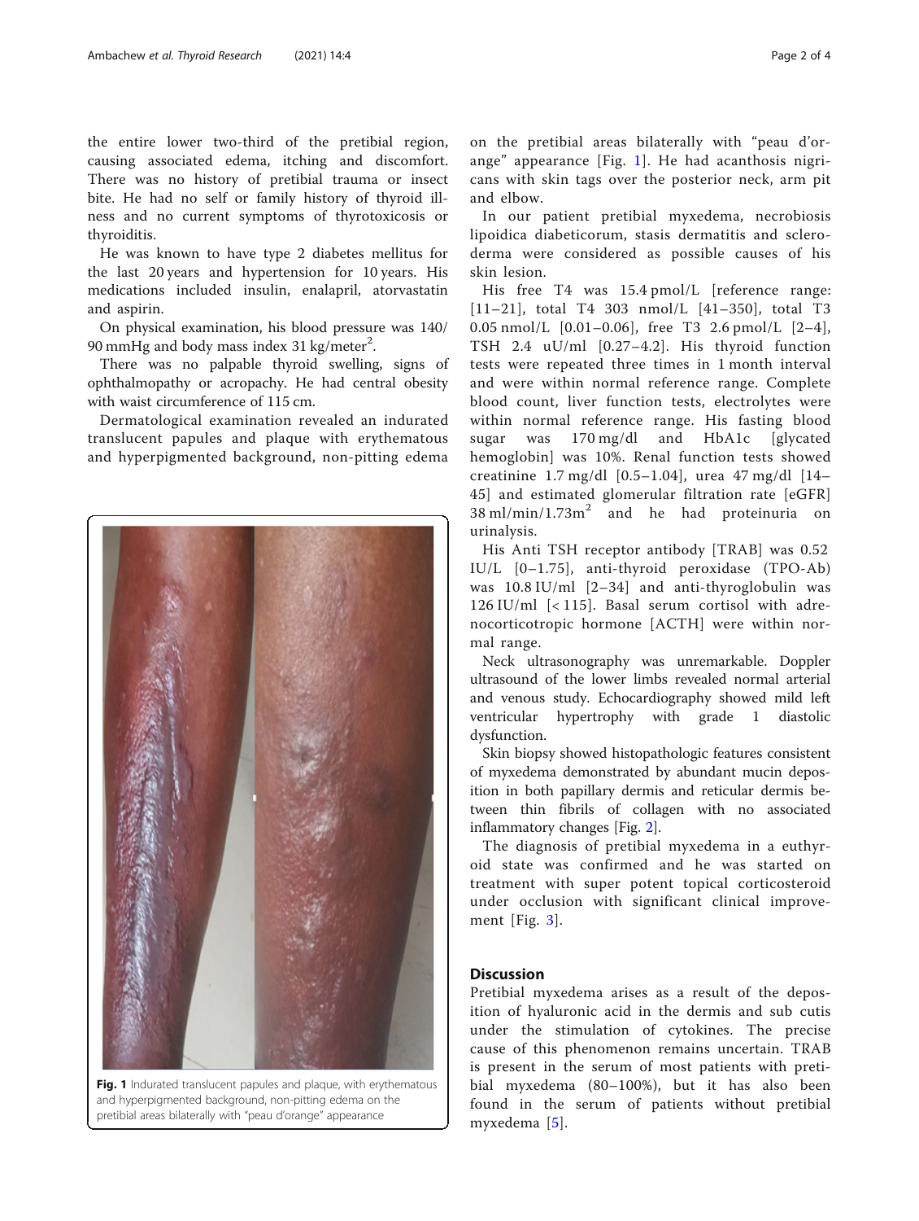the entire lower two-third of the pretibial region, causing associated edema, itching and discomfort. There was no history of pretibial trauma or insect bite. He had no self or family history of thyroid illness and no current symptoms of thyrotoxicosis or thyroiditis.

He was known to have type 2 diabetes mellitus for the last 20 years and hypertension for 10 years. His medications included insulin, enalapril, atorvastatin and aspirin.

On physical examination, his blood pressure was 140/90 mmHg and body mass index 31 kg/meter$^2$.

There was no palpable thyroid swelling, signs of ophthalmopathy or acropachy. He had central obesity with waist circumference of 115 cm.

Dermatological examination revealed an indurated translucent papules and plaque with erythematous and hyperpigmented background, non-pitting edema on the pretibial areas bilaterally with "peau d'orange" appearance [Fig. 1]. He had acanthosis nigricans with skin tags over the posterior neck, arm pit and elbow.

Fig. 1 Indurated translucent papules and plaque, with erythematous and hyperpigmented background, non-pitting edema on the pretibial areas bilaterally with "peau d'orange" appearance

In our patient pretibial myxedema, necrobiosis lipoidica diabeticorum, stasis dermatitis and scleroderma were considered as possible causes of his skin lesion.

His free T4 was 15.4 pmol/L [reference range: [11–21], total T4 303 nmol/L [41–350], total T3 0.05 nmol/L [0.01–0.06], free T3 2.6 pmol/L [2–4], TSH 2.4 uU/ml [0.27–4.2]. His thyroid function tests were repeated three times in 1 month interval and were within normal reference range. Complete blood count, liver function tests, electrolytes were within normal reference range. His fasting blood sugar was 170 mg/dl and HbA1c [glycated hemoglobin] was 10%. Renal function tests showed creatinine 1.7 mg/dl [0.5–1.04], urea 47 mg/dl [14–45] and estimated glomerular filtration rate [eGFR] 38 ml/min/1.73m$^2$ and he had proteinuria on urinalysis.

His Anti TSH receptor antibody [TRAB] was 0.52 IU/L [0–1.75], anti-thyroid peroxidase (TPO-Ab) was 10.8 IU/ml [2–34] and anti-thyroglobulin was 126 IU/ml [< 115]. Basal serum cortisol with adrenocorticotropic hormone [ACTH] were within normal range.

Neck ultrasonography was unremarkable. Doppler ultrasound of the lower limbs revealed normal arterial and venous study. Echocardiography showed mild left ventricular hypertrophy with grade 1 diastolic dysfunction.

Skin biopsy showed histopathologic features consistent of myxedema demonstrated by abundant mucin deposition in both papillary dermis and reticular dermis between thin fibrils of collagen with no associated inflammatory changes [Fig. 2].

The diagnosis of pretibial myxedema in a euthyroid state was confirmed and he was started on treatment with super potent topical corticosteroid under occlusion with significant clinical improvement [Fig. 3].

## Discussion

Pretibial myxedema arises as a result of the deposition of hyaluronic acid in the dermis and sub cutis under the stimulation of cytokines. The precise cause of this phenomenon remains uncertain. TRAB is present in the serum of most patients with pretibial myxedema (80–100%), but it has also been found in the serum of patients without pretibial myxedema [5].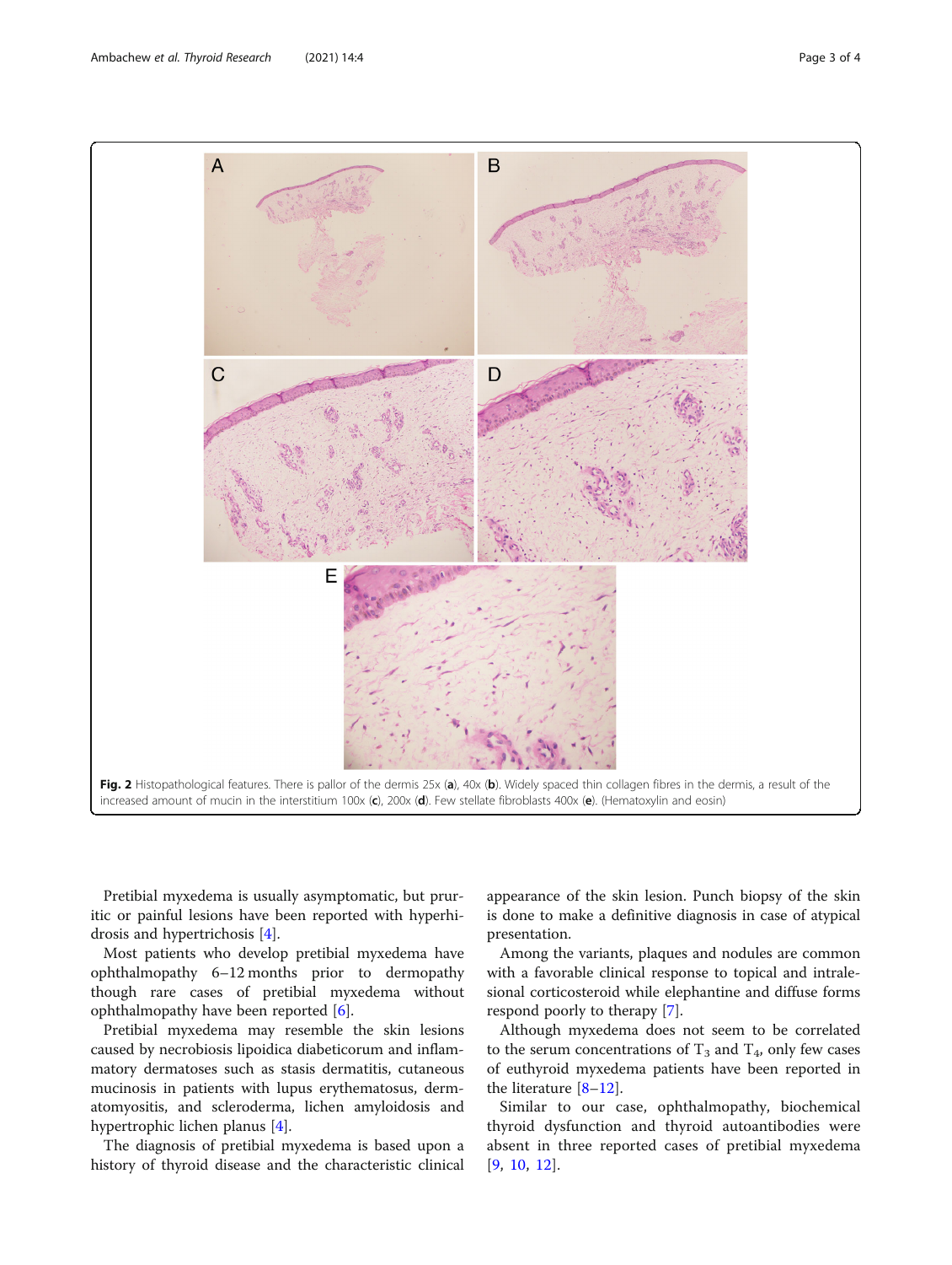**Fig. 2** Histopathological features. There is pallor of the dermis 25x (**a**), 40x (**b**). Widely spaced thin collagen fibres in the dermis, a result of the increased amount of mucin in the interstitium 100x (**c**), 200x (**d**). Few stellate fibroblasts 400x (**e**). (Hematoxylin and eosin)

Pretibial myxedema is usually asymptomatic, but pruritic or painful lesions have been reported with hyperhidrosis and hypertrichosis [4].

Most patients who develop pretibial myxedema have ophthalmopathy 6–12 months prior to dermopathy though rare cases of pretibial myxedema without ophthalmopathy have been reported [6].

Pretibial myxedema may resemble the skin lesions caused by necrobiosis lipoidica diabeticorum and inflammatory dermatoses such as stasis dermatitis, cutaneous mucinosis in patients with lupus erythematosus, dermatomyositis, and scleroderma, lichen amyloidosis and hypertrophic lichen planus [4].

The diagnosis of pretibial myxedema is based upon a history of thyroid disease and the characteristic clinical appearance of the skin lesion. Punch biopsy of the skin is done to make a definitive diagnosis in case of atypical presentation.

Among the variants, plaques and nodules are common with a favorable clinical response to topical and intralesional corticosteroid while elephantine and diffuse forms respond poorly to therapy [7].

Although myxedema does not seem to be correlated to the serum concentrations of $T_3$ and $T_4$, only few cases of euthyroid myxedema patients have been reported in the literature [8–12].

Similar to our case, ophthalmopathy, biochemical thyroid dysfunction and thyroid autoantibodies were absent in three reported cases of pretibial myxedema [9, 10, 12].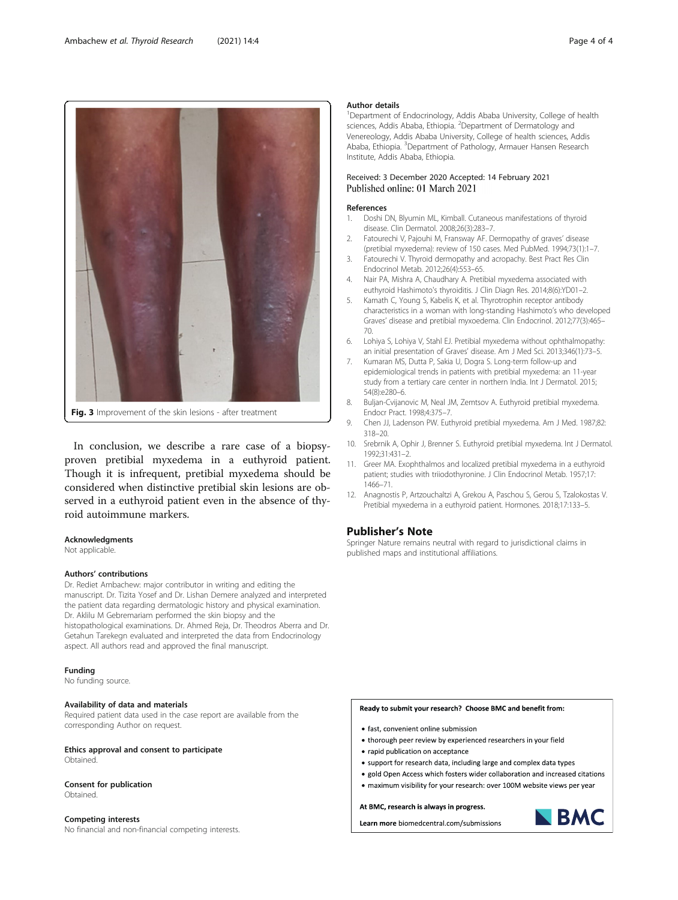Fig. 3 Improvement of the skin lesions - after treatment

In conclusion, we describe a rare case of a biopsy-proven pretibial myxedema in a euthyroid patient. Though it is infrequent, pretibial myxedema should be considered when distinctive pretibial skin lesions are observed in a euthyroid patient even in the absence of thyroid autoimmune markers.

#### Acknowledgments

Not applicable.

#### Authors' contributions

Dr. Rediet Ambachew: major contributor in writing and editing the manuscript. Dr. Tizita Yosef and Dr. Lishan Demere analyzed and interpreted the patient data regarding dermatologic history and physical examination. Dr. Aklilu M Gebremariam performed the skin biopsy and the histopathological examinations. Dr. Ahmed Reja, Dr. Theodros Aberra and Dr. Getahun Tarekegn evaluated and interpreted the data from Endocrinology aspect. All authors read and approved the final manuscript.

#### Funding

No funding source.

#### Availability of data and materials

Required patient data used in the case report are available from the corresponding Author on request.

#### Ethics approval and consent to participate

Obtained.

#### Consent for publication

Obtained.

#### Competing interests

No financial and non-financial competing interests.

#### Author details

[1]Department of Endocrinology, Addis Ababa University, College of health sciences, Addis Ababa, Ethiopia. [2]Department of Dermatology and Venereology, Addis Ababa University, College of health sciences, Addis Ababa, Ethiopia. [3]Department of Pathology, Armauer Hansen Research Institute, Addis Ababa, Ethiopia.

Received: 3 December 2020 Accepted: 14 February 2021
Published online: 01 March 2021

#### References

1. Doshi DN, Blyumin ML, Kimball. Cutaneous manifestations of thyroid disease. Clin Dermatol. 2008;26(3):283–7.
2. Fatourechi V, Pajouhi M, Fransway AF. Dermopathy of graves' disease (pretibial myxedema): review of 150 cases. Med PubMed. 1994;73(1):1–7.
3. Fatourechi V. Thyroid dermopathy and acropachy. Best Pract Res Clin Endocrinol Metab. 2012;26(4):553–65.
4. Nair PA, Mishra A, Chaudhary A. Pretibial myxedema associated with euthyroid Hashimoto's thyroiditis. J Clin Diagn Res. 2014;8(6):YD01–2.
5. Kamath C, Young S, Kabelis K, et al. Thyrotrophin receptor antibody characteristics in a woman with long-standing Hashimoto's who developed Graves' disease and pretibial myxoedema. Clin Endocrinol. 2012;77(3):465–70.
6. Lohiya S, Lohiya V, Stahl EJ. Pretibial myxedema without ophthalmopathy: an initial presentation of Graves' disease. Am J Med Sci. 2013;346(1):73–5.
7. Kumaran MS, Dutta P, Sakia U, Dogra S. Long-term follow-up and epidemiological trends in patients with pretibial myxedema: an 11-year study from a tertiary care center in northern India. Int J Dermatol. 2015; 54(8):e280–6.
8. Buljan-Cvijanovic M, Neal JM, Zemtsov A. Euthyroid pretibial myxedema. Endocr Pract. 1998;4:375–7.
9. Chen JJ, Ladenson PW. Euthyroid pretibial myxedema. Am J Med. 1987;82: 318–20.
10. Srebrnik A, Ophir J, Brenner S. Euthyroid pretibial myxedema. Int J Dermatol. 1992;31:431–2.
11. Greer MA. Exophthalmos and localized pretibial myxedema in a euthyroid patient; studies with triiodothyronine. J Clin Endocrinol Metab. 1957;17: 1466–71.
12. Anagnostis P, Artzouchaltzi A, Grekou A, Paschou S, Gerou S, Tzalokostas V. Pretibial myxedema in a euthyroid patient. Hormones. 2018;17:133–5.

### Publisher's Note

Springer Nature remains neutral with regard to jurisdictional claims in published maps and institutional affiliations.

**Ready to submit your research? Choose BMC and benefit from:**

- fast, convenient online submission
- thorough peer review by experienced researchers in your field
- rapid publication on acceptance
- support for research data, including large and complex data types
- gold Open Access which fosters wider collaboration and increased citations
- maximum visibility for your research: over 100M website views per year

**At BMC, research is always in progress.**

**Learn more** biomedcentral.com/submissions